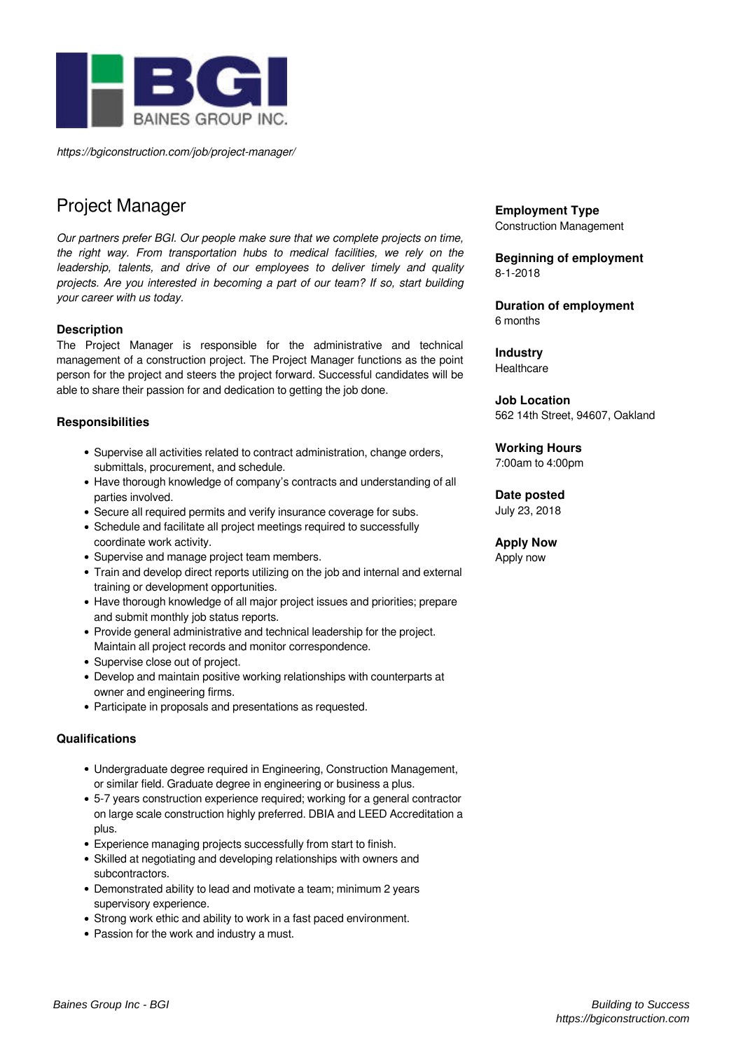BAINES GROUP INC.

*https://bgiconstruction.com/job/project-manager/*

# Project Manager

*Our partners prefer BGI. Our people make sure that we complete projects on time, the right way. From transportation hubs to medical facilities, we rely on the leadership, talents, and drive of our employees to deliver timely and quality projects. Are you interested in becoming a part of our team? If so, start building your career with us today.*

### Description

The Project Manager is responsible for the administrative and technical management of a construction project. The Project Manager functions as the point person for the project and steers the project forward. Successful candidates will be able to share their passion for and dedication to getting the job done.

### Responsibilities

- Supervise all activities related to contract administration, change orders, submittals, procurement, and schedule.
- Have thorough knowledge of company's contracts and understanding of all parties involved.
- Secure all required permits and verify insurance coverage for subs.
- Schedule and facilitate all project meetings required to successfully coordinate work activity.
- Supervise and manage project team members.
- Train and develop direct reports utilizing on the job and internal and external training or development opportunities.
- Have thorough knowledge of all major project issues and priorities; prepare and submit monthly job status reports.
- Provide general administrative and technical leadership for the project. Maintain all project records and monitor correspondence.
- Supervise close out of project.
- Develop and maintain positive working relationships with counterparts at owner and engineering firms.
- Participate in proposals and presentations as requested.

### Qualifications

- Undergraduate degree required in Engineering, Construction Management, or similar field. Graduate degree in engineering or business a plus.
- 5-7 years construction experience required; working for a general contractor on large scale construction highly preferred. DBIA and LEED Accreditation a plus.
- Experience managing projects successfully from start to finish.
- Skilled at negotiating and developing relationships with owners and subcontractors.
- Demonstrated ability to lead and motivate a team; minimum 2 years supervisory experience.
- Strong work ethic and ability to work in a fast paced environment.
- Passion for the work and industry a must.

**Employment Type**
Construction Management

**Beginning of employment**
8-1-2018

**Duration of employment**
6 months

**Industry**
Healthcare

**Job Location**
562 14th Street, 94607, Oakland

**Working Hours**
7:00am to 4:00pm

**Date posted**
July 23, 2018

**Apply Now**
Apply now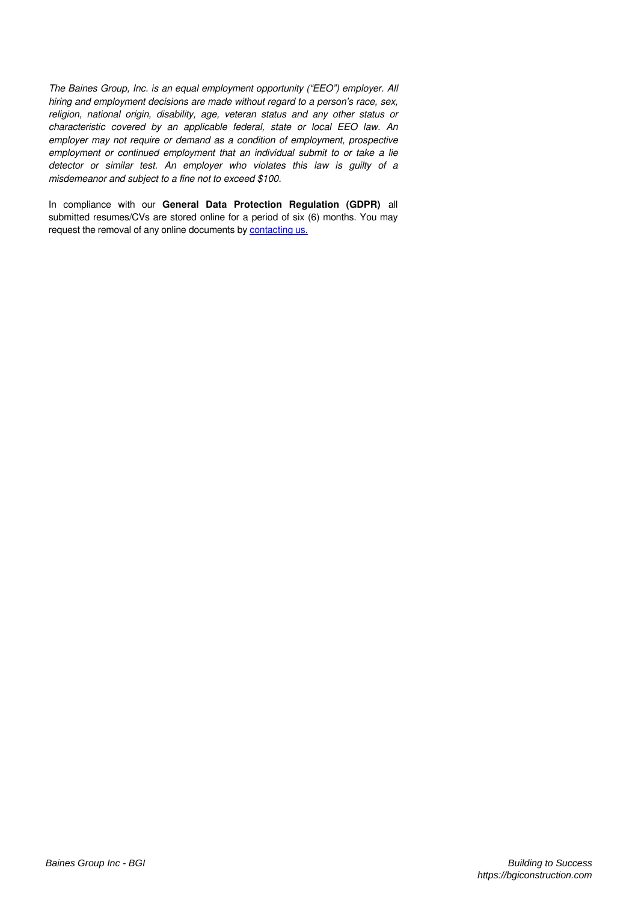*The Baines Group, Inc. is an equal employment opportunity ("EEO") employer. All hiring and employment decisions are made without regard to a person's race, sex, religion, national origin, disability, age, veteran status and any other status or characteristic covered by an applicable federal, state or local EEO law. An employer may not require or demand as a condition of employment, prospective employment or continued employment that an individual submit to or take a lie detector or similar test. An employer who violates this law is guilty of a misdemeanor and subject to a fine not to exceed $100.*

In compliance with our **General Data Protection Regulation (GDPR)** all submitted resumes/CVs are stored online for a period of six (6) months. You may request the removal of any online documents by contacting us.